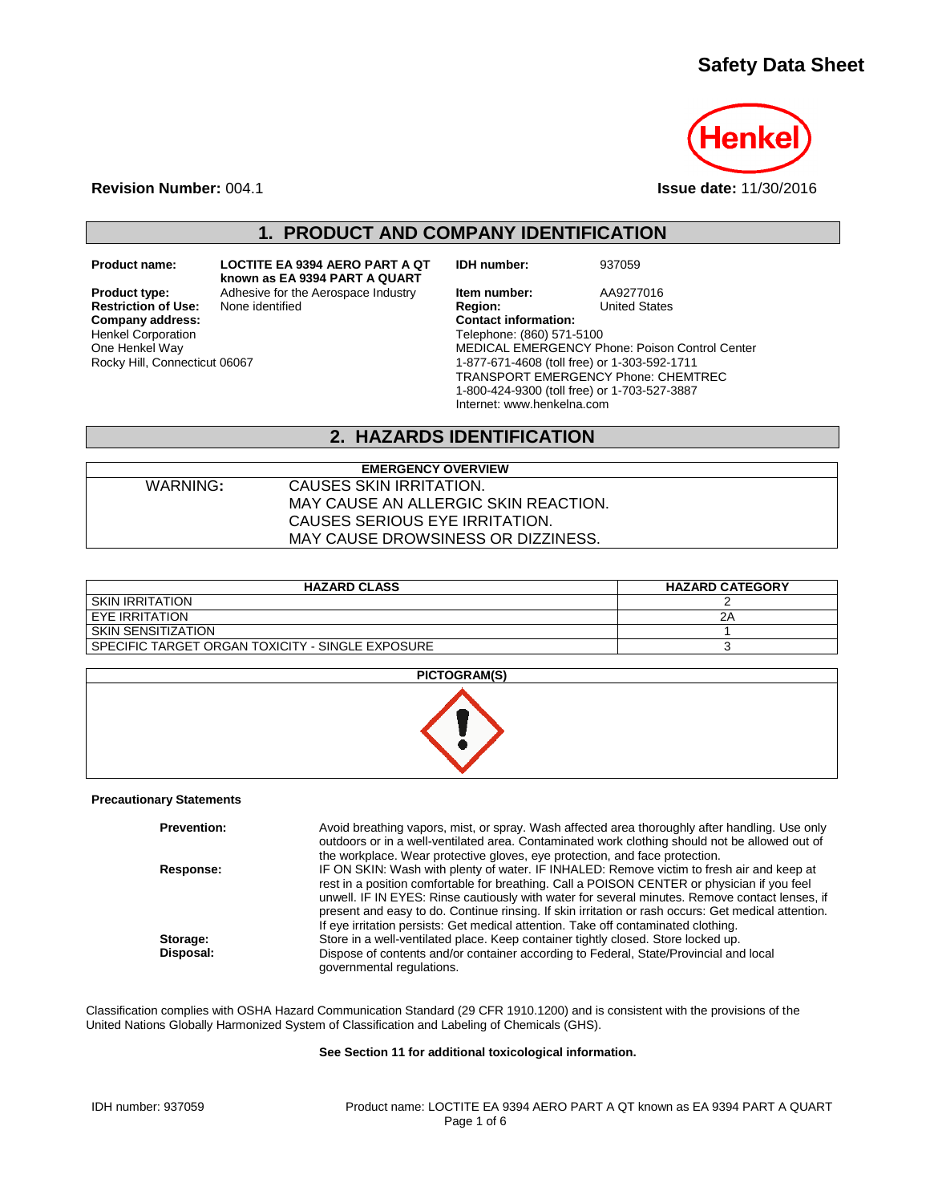# Safety Data Sheet

**Revision Number:** 004.1

**Issue date:** 11/30/2016

## 1. PRODUCT AND COMPANY IDENTIFICATION

**Product name:** LOCTITE EA 9394 AERO PART A QT known as EA 9394 PART A QUART

**Product type:** Adhesive for the Aerospace Industry

**Restriction of Use:** None identified

**Company address:**
Henkel Corporation
One Henkel Way
Rocky Hill, Connecticut 06067

**IDH number:** 937059

**Item number:** AA9277016

**Region:** United States

**Contact information:**
Telephone: (860) 571-5100
MEDICAL EMERGENCY Phone: Poison Control Center
1-877-671-4608 (toll free) or 1-303-592-1711
TRANSPORT EMERGENCY Phone: CHEMTREC
1-800-424-9300 (toll free) or 1-703-527-3887
Internet: www.henkelna.com

## 2. HAZARDS IDENTIFICATION

| EMERGENCY OVERVIEW | |
|---|---|
| WARNING: | CAUSES SKIN IRRITATION.<br>MAY CAUSE AN ALLERGIC SKIN REACTION.<br>CAUSES SERIOUS EYE IRRITATION.<br>MAY CAUSE DROWSINESS OR DIZZINESS. |

| HAZARD CLASS | HAZARD CATEGORY |
|---|---|
| SKIN IRRITATION | 2 |
| EYE IRRITATION | 2A |
| SKIN SENSITIZATION | 1 |
| SPECIFIC TARGET ORGAN TOXICITY - SINGLE EXPOSURE | 3 |

**PICTOGRAM(S)**

**Precautionary Statements**

**Prevention:** Avoid breathing vapors, mist, or spray. Wash affected area thoroughly after handling. Use only outdoors or in a well-ventilated area. Contaminated work clothing should not be allowed out of the workplace. Wear protective gloves, eye protection, and face protection.

**Response:** IF ON SKIN: Wash with plenty of water. IF INHALED: Remove victim to fresh air and keep at rest in a position comfortable for breathing. Call a POISON CENTER or physician if you feel unwell. IF IN EYES: Rinse cautiously with water for several minutes. Remove contact lenses, if present and easy to do. Continue rinsing. If skin irritation or rash occurs: Get medical attention. If eye irritation persists: Get medical attention. Take off contaminated clothing.

**Storage:** Store in a well-ventilated place. Keep container tightly closed. Store locked up.

**Disposal:** Dispose of contents and/or container according to Federal, State/Provincial and local governmental regulations.

Classification complies with OSHA Hazard Communication Standard (29 CFR 1910.1200) and is consistent with the provisions of the United Nations Globally Harmonized System of Classification and Labeling of Chemicals (GHS).

**See Section 11 for additional toxicological information.**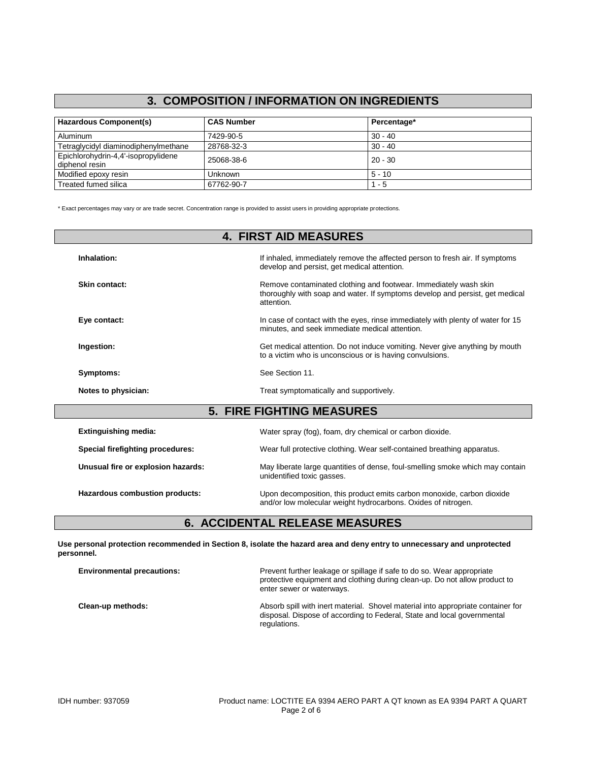## 3. COMPOSITION / INFORMATION ON INGREDIENTS

| Hazardous Component(s) | CAS Number | Percentage* |
|---|---|---|
| Aluminum | 7429-90-5 | 30 - 40 |
| Tetraglycidyl diaminodiphenylmethane | 28768-32-3 | 30 - 40 |
| Epichlorohydrin-4,4'-isopropylidene diphenol resin | 25068-38-6 | 20 - 30 |
| Modified epoxy resin | Unknown | 5 - 10 |
| Treated fumed silica | 67762-90-7 | 1 - 5 |

* Exact percentages may vary or are trade secret. Concentration range is provided to assist users in providing appropriate protections.

## 4. FIRST AID MEASURES

**Inhalation:** If inhaled, immediately remove the affected person to fresh air. If symptoms develop and persist, get medical attention.

**Skin contact:** Remove contaminated clothing and footwear. Immediately wash skin thoroughly with soap and water. If symptoms develop and persist, get medical attention.

**Eye contact:** In case of contact with the eyes, rinse immediately with plenty of water for 15 minutes, and seek immediate medical attention.

**Ingestion:** Get medical attention. Do not induce vomiting. Never give anything by mouth to a victim who is unconscious or is having convulsions.

**Symptoms:** See Section 11.

**Notes to physician:** Treat symptomatically and supportively.

## 5. FIRE FIGHTING MEASURES

**Extinguishing media:** Water spray (fog), foam, dry chemical or carbon dioxide.

**Special firefighting procedures:** Wear full protective clothing. Wear self-contained breathing apparatus.

**Unusual fire or explosion hazards:** May liberate large quantities of dense, foul-smelling smoke which may contain unidentified toxic gasses.

**Hazardous combustion products:** Upon decomposition, this product emits carbon monoxide, carbon dioxide and/or low molecular weight hydrocarbons. Oxides of nitrogen.

## 6. ACCIDENTAL RELEASE MEASURES

**Use personal protection recommended in Section 8, isolate the hazard area and deny entry to unnecessary and unprotected personnel.**

**Environmental precautions:** Prevent further leakage or spillage if safe to do so. Wear appropriate protective equipment and clothing during clean-up. Do not allow product to enter sewer or waterways.

**Clean-up methods:** Absorb spill with inert material. Shovel material into appropriate container for disposal. Dispose of according to Federal, State and local governmental regulations.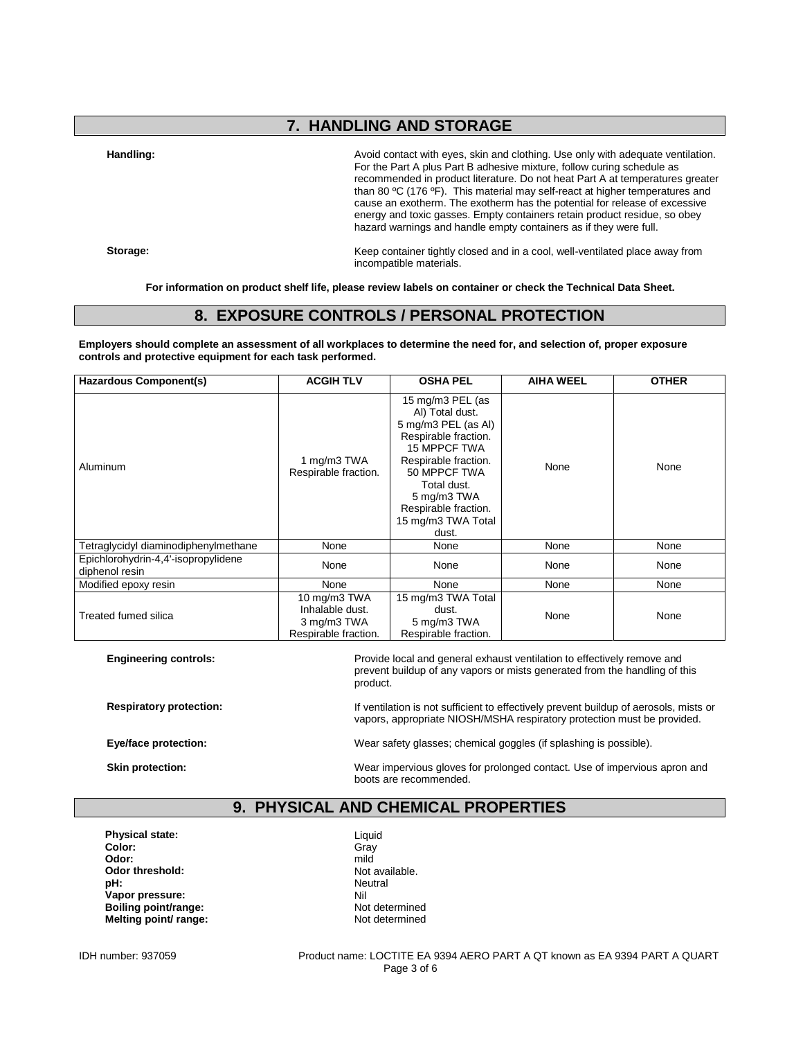## 7. HANDLING AND STORAGE

**Handling:** Avoid contact with eyes, skin and clothing. Use only with adequate ventilation. For the Part A plus Part B adhesive mixture, follow curing schedule as recommended in product literature. Do not heat Part A at temperatures greater than 80 ºC (176 ºF). This material may self-react at higher temperatures and cause an exotherm. The exotherm has the potential for release of excessive energy and toxic gasses. Empty containers retain product residue, so obey hazard warnings and handle empty containers as if they were full.

**Storage:** Keep container tightly closed and in a cool, well-ventilated place away from incompatible materials.

**For information on product shelf life, please review labels on container or check the Technical Data Sheet.**

## 8. EXPOSURE CONTROLS / PERSONAL PROTECTION

**Employers should complete an assessment of all workplaces to determine the need for, and selection of, proper exposure controls and protective equipment for each task performed.**

| Hazardous Component(s) | ACGIH TLV | OSHA PEL | AIHA WEEL | OTHER |
|---|---|---|---|---|
| Aluminum | 1 mg/m3 TWA Respirable fraction. | 15 mg/m3 PEL (as Al) Total dust. 5 mg/m3 PEL (as Al) Respirable fraction. 15 MPPCF TWA Respirable fraction. 50 MPPCF TWA Total dust. 5 mg/m3 TWA Respirable fraction. 15 mg/m3 TWA Total dust. | None | None |
| Tetraglycidyl diaminodiphenylmethane | None | None | None | None |
| Epichlorohydrin-4,4'-isopropylidene diphenol resin | None | None | None | None |
| Modified epoxy resin | None | None | None | None |
| Treated fumed silica | 10 mg/m3 TWA Inhalable dust. 3 mg/m3 TWA Respirable fraction. | 15 mg/m3 TWA Total dust. 5 mg/m3 TWA Respirable fraction. | None | None |

**Engineering controls:** Provide local and general exhaust ventilation to effectively remove and prevent buildup of any vapors or mists generated from the handling of this product.

**Respiratory protection:** If ventilation is not sufficient to effectively prevent buildup of aerosols, mists or vapors, appropriate NIOSH/MSHA respiratory protection must be provided.

**Eye/face protection:** Wear safety glasses; chemical goggles (if splashing is possible).

**Skin protection:** Wear impervious gloves for prolonged contact. Use of impervious apron and boots are recommended.

## 9. PHYSICAL AND CHEMICAL PROPERTIES

**Physical state:** Liquid
**Color:** Gray
**Odor:** mild
**Odor threshold:** Not available.
**pH:** Neutral
**Vapor pressure:** Nil
**Boiling point/range:** Not determined
**Melting point/ range:** Not determined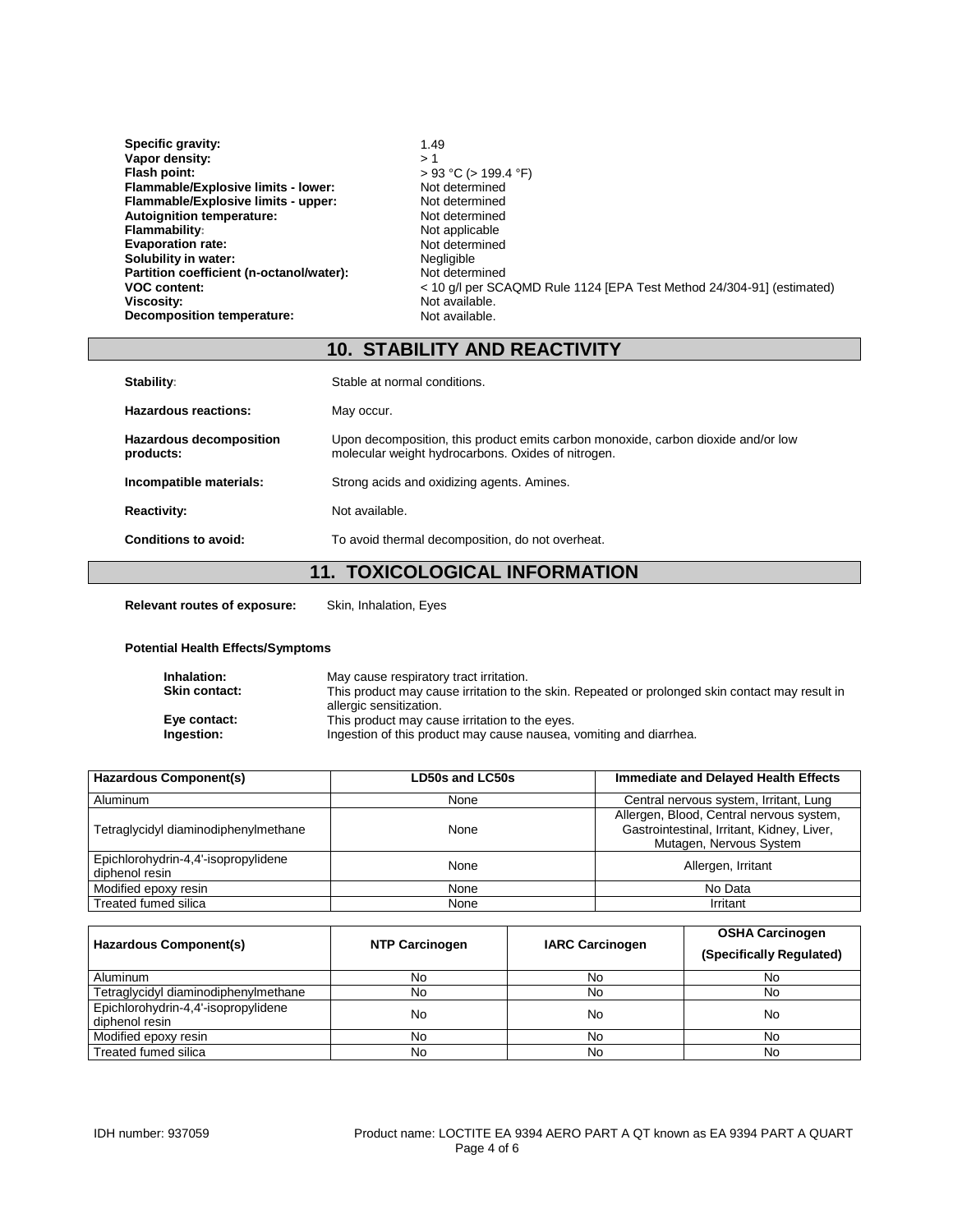**Specific gravity:** 1.49
**Vapor density:** > 1
**Flash point:** > 93 °C (> 199.4 °F)
**Flammable/Explosive limits - lower:** Not determined
**Flammable/Explosive limits - upper:** Not determined
**Autoignition temperature:** Not determined
**Flammability:** Not applicable
**Evaporation rate:** Not determined
**Solubility in water:** Negligible
**Partition coefficient (n-octanol/water):** Not determined
**VOC content:** < 10 g/l per SCAQMD Rule 1124 [EPA Test Method 24/304-91] (estimated)
**Viscosity:** Not available.
**Decomposition temperature:** Not available.

## 10. STABILITY AND REACTIVITY

**Stability:** Stable at normal conditions.

**Hazardous reactions:** May occur.

**Hazardous decomposition products:** Upon decomposition, this product emits carbon monoxide, carbon dioxide and/or low molecular weight hydrocarbons. Oxides of nitrogen.

**Incompatible materials:** Strong acids and oxidizing agents. Amines.

**Reactivity:** Not available.

**Conditions to avoid:** To avoid thermal decomposition, do not overheat.

## 11. TOXICOLOGICAL INFORMATION

**Relevant routes of exposure:** Skin, Inhalation, Eyes

**Potential Health Effects/Symptoms**

**Inhalation:** May cause respiratory tract irritation.
**Skin contact:** This product may cause irritation to the skin. Repeated or prolonged skin contact may result in allergic sensitization.
**Eye contact:** This product may cause irritation to the eyes.
**Ingestion:** Ingestion of this product may cause nausea, vomiting and diarrhea.

| Hazardous Component(s) | LD50s and LC50s | Immediate and Delayed Health Effects |
|---|---|---|
| Aluminum | None | Central nervous system, Irritant, Lung |
| Tetraglycidyl diaminodiphenylmethane | None | Allergen, Blood, Central nervous system, Gastrointestinal, Irritant, Kidney, Liver, Mutagen, Nervous System |
| Epichlorohydrin-4,4'-isopropylidene diphenol resin | None | Allergen, Irritant |
| Modified epoxy resin | None | No Data |
| Treated fumed silica | None | Irritant |

| Hazardous Component(s) | NTP Carcinogen | IARC Carcinogen | OSHA Carcinogen (Specifically Regulated) |
|---|---|---|---|
| Aluminum | No | No | No |
| Tetraglycidyl diaminodiphenylmethane | No | No | No |
| Epichlorohydrin-4,4'-isopropylidene diphenol resin | No | No | No |
| Modified epoxy resin | No | No | No |
| Treated fumed silica | No | No | No |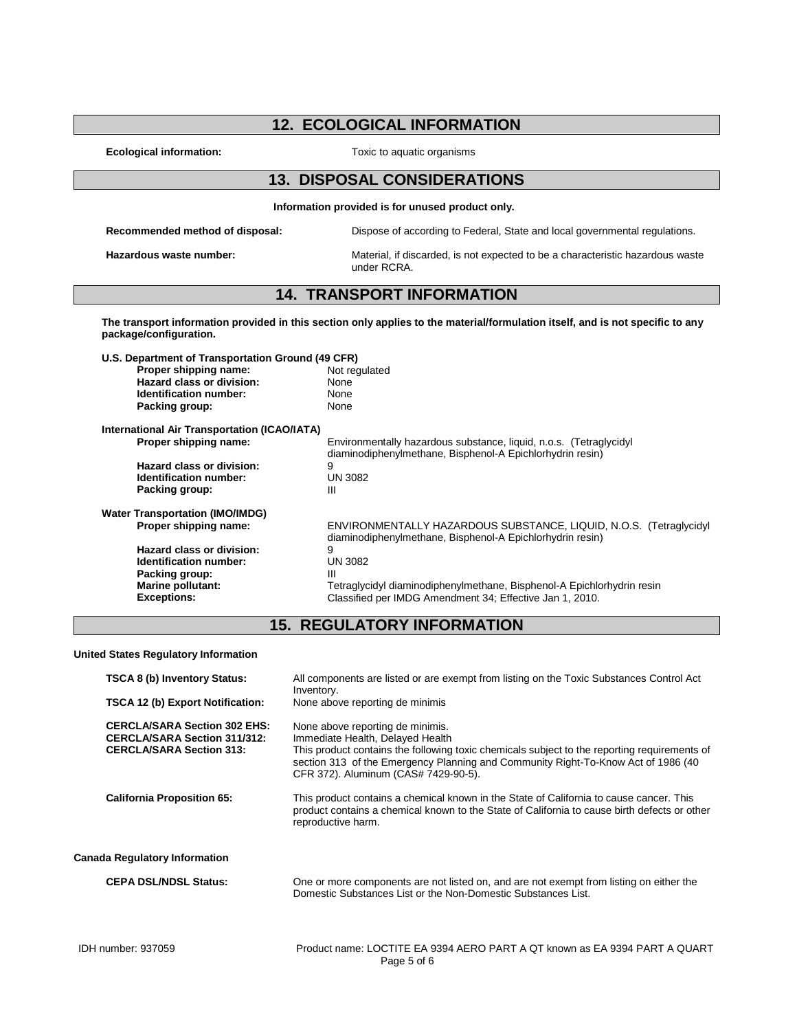## 12. ECOLOGICAL INFORMATION

**Ecological information:** Toxic to aquatic organisms

## 13. DISPOSAL CONSIDERATIONS

**Information provided is for unused product only.**

**Recommended method of disposal:** Dispose of according to Federal, State and local governmental regulations.

**Hazardous waste number:** Material, if discarded, is not expected to be a characteristic hazardous waste under RCRA.

## 14. TRANSPORT INFORMATION

**The transport information provided in this section only applies to the material/formulation itself, and is not specific to any package/configuration.**

**U.S. Department of Transportation Ground (49 CFR)**

- **Proper shipping name:** Not regulated
- **Hazard class or division:** None
- **Identification number:** None
- **Packing group:** None

**International Air Transportation (ICAO/IATA)**

- **Proper shipping name:** Environmentally hazardous substance, liquid, n.o.s. (Tetraglycidyl diaminodiphenylmethane, Bisphenol-A Epichlorhydrin resin)
- **Hazard class or division:** 9
- **Identification number:** UN 3082
- **Packing group:** III

**Water Transportation (IMO/IMDG)**

- **Proper shipping name:** ENVIRONMENTALLY HAZARDOUS SUBSTANCE, LIQUID, N.O.S. (Tetraglycidyl diaminodiphenylmethane, Bisphenol-A Epichlorhydrin resin)
- **Hazard class or division:** 9
- **Identification number:** UN 3082
- **Packing group:** III
- **Marine pollutant:** Tetraglycidyl diaminodiphenylmethane, Bisphenol-A Epichlorhydrin resin
- **Exceptions:** Classified per IMDG Amendment 34; Effective Jan 1, 2010.

## 15. REGULATORY INFORMATION

**United States Regulatory Information**

**TSCA 8 (b) Inventory Status:** All components are listed or are exempt from listing on the Toxic Substances Control Act Inventory.

**TSCA 12 (b) Export Notification:** None above reporting de minimis

**CERCLA/SARA Section 302 EHS:** None above reporting de minimis.

**CERCLA/SARA Section 311/312:** Immediate Health, Delayed Health

**CERCLA/SARA Section 313:** This product contains the following toxic chemicals subject to the reporting requirements of section 313 of the Emergency Planning and Community Right-To-Know Act of 1986 (40 CFR 372). Aluminum (CAS# 7429-90-5).

**California Proposition 65:** This product contains a chemical known in the State of California to cause cancer. This product contains a chemical known to the State of California to cause birth defects or other reproductive harm.

**Canada Regulatory Information**

**CEPA DSL/NDSL Status:** One or more components are not listed on, and are not exempt from listing on either the Domestic Substances List or the Non-Domestic Substances List.

IDH number: 937059 Product name: LOCTITE EA 9394 AERO PART A QT known as EA 9394 PART A QUART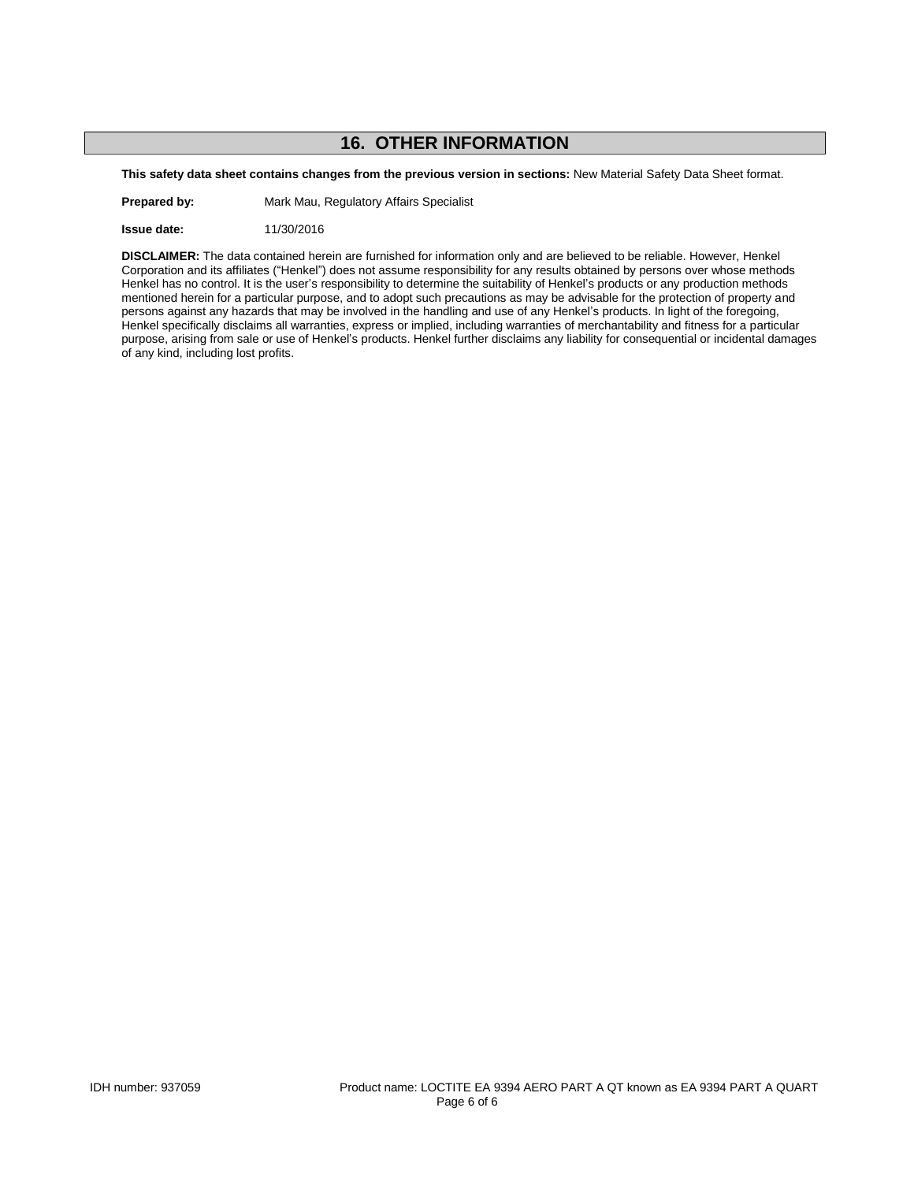## 16. OTHER INFORMATION

**This safety data sheet contains changes from the previous version in sections:** New Material Safety Data Sheet format.

**Prepared by:** Mark Mau, Regulatory Affairs Specialist

**Issue date:** 11/30/2016

**DISCLAIMER:** The data contained herein are furnished for information only and are believed to be reliable. However, Henkel Corporation and its affiliates ("Henkel") does not assume responsibility for any results obtained by persons over whose methods Henkel has no control. It is the user's responsibility to determine the suitability of Henkel's products or any production methods mentioned herein for a particular purpose, and to adopt such precautions as may be advisable for the protection of property and persons against any hazards that may be involved in the handling and use of any Henkel's products. In light of the foregoing, Henkel specifically disclaims all warranties, express or implied, including warranties of merchantability and fitness for a particular purpose, arising from sale or use of Henkel's products. Henkel further disclaims any liability for consequential or incidental damages of any kind, including lost profits.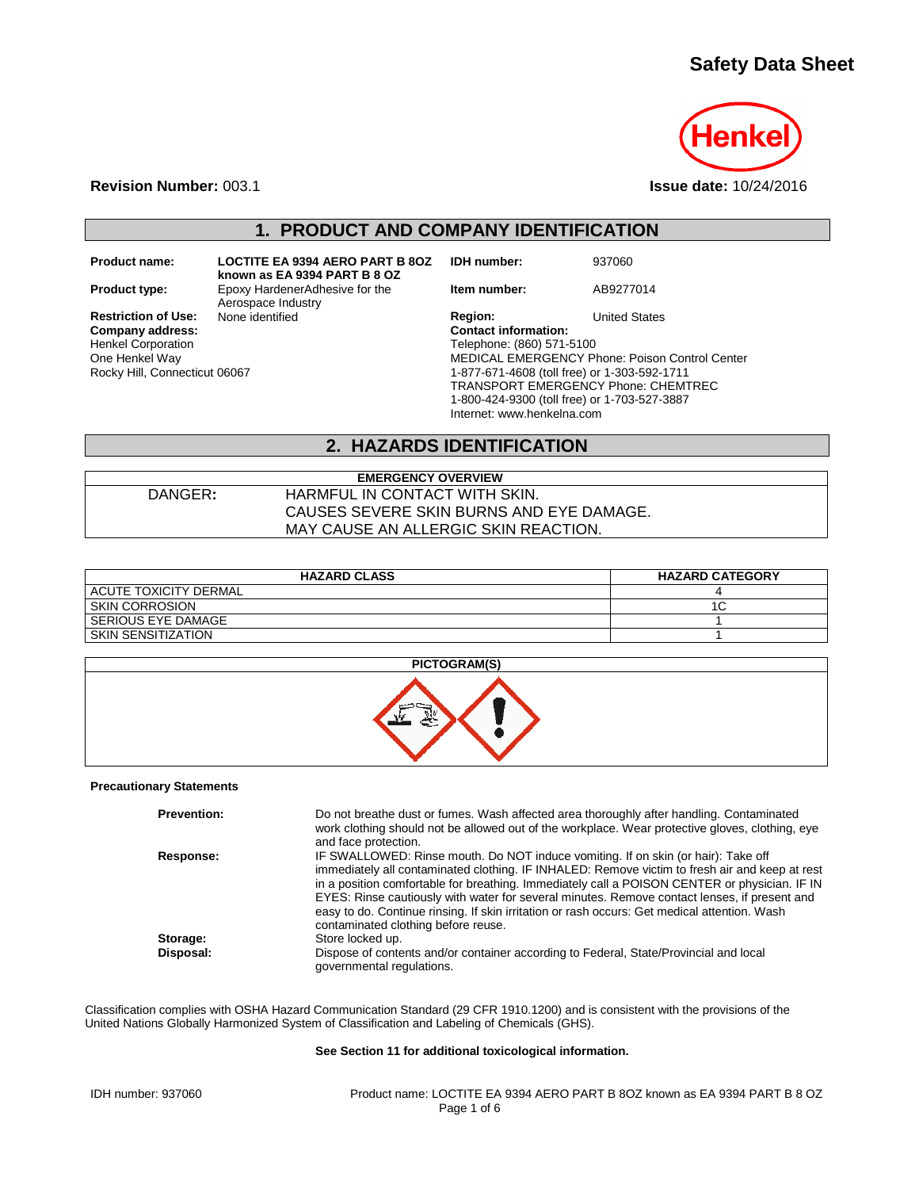# Safety Data Sheet

**Revision Number:** 003.1

**Issue date:** 10/24/2016

## 1. PRODUCT AND COMPANY IDENTIFICATION

| | | | |
|---|---|---|---|
| **Product name:** | **LOCTITE EA 9394 AERO PART B 8OZ known as EA 9394 PART B 8 OZ** | **IDH number:** | 937060 |
| **Product type:** | Epoxy HardenerAdhesive for the Aerospace Industry | **Item number:** | AB9277014 |
| **Restriction of Use:** | None identified | **Region:** | United States |

**Company address:**
Henkel Corporation
One Henkel Way
Rocky Hill, Connecticut 06067

**Contact information:**
Telephone: (860) 571-5100
MEDICAL EMERGENCY Phone: Poison Control Center
1-877-671-4608 (toll free) or 1-303-592-1711
TRANSPORT EMERGENCY Phone: CHEMTREC
1-800-424-9300 (toll free) or 1-703-527-3887
Internet: www.henkelna.com

## 2. HAZARDS IDENTIFICATION

| EMERGENCY OVERVIEW | |
|---|---|
| DANGER: | HARMFUL IN CONTACT WITH SKIN.<br>CAUSES SEVERE SKIN BURNS AND EYE DAMAGE.<br>MAY CAUSE AN ALLERGIC SKIN REACTION. |

| HAZARD CLASS | HAZARD CATEGORY |
|---|---|
| ACUTE TOXICITY DERMAL | 4 |
| SKIN CORROSION | 1C |
| SERIOUS EYE DAMAGE | 1 |
| SKIN SENSITIZATION | 1 |

**PICTOGRAM(S)**

**Precautionary Statements**

| | |
|---|---|
| **Prevention:** | Do not breathe dust or fumes. Wash affected area thoroughly after handling. Contaminated work clothing should not be allowed out of the workplace. Wear protective gloves, clothing, eye and face protection. |
| **Response:** | IF SWALLOWED: Rinse mouth. Do NOT induce vomiting. If on skin (or hair): Take off immediately all contaminated clothing. IF INHALED: Remove victim to fresh air and keep at rest in a position comfortable for breathing. Immediately call a POISON CENTER or physician. IF IN EYES: Rinse cautiously with water for several minutes. Remove contact lenses, if present and easy to do. Continue rinsing. If skin irritation or rash occurs: Get medical attention. Wash contaminated clothing before reuse. |
| **Storage:** | Store locked up. |
| **Disposal:** | Dispose of contents and/or container according to Federal, State/Provincial and local governmental regulations. |

Classification complies with OSHA Hazard Communication Standard (29 CFR 1910.1200) and is consistent with the provisions of the United Nations Globally Harmonized System of Classification and Labeling of Chemicals (GHS).

**See Section 11 for additional toxicological information.**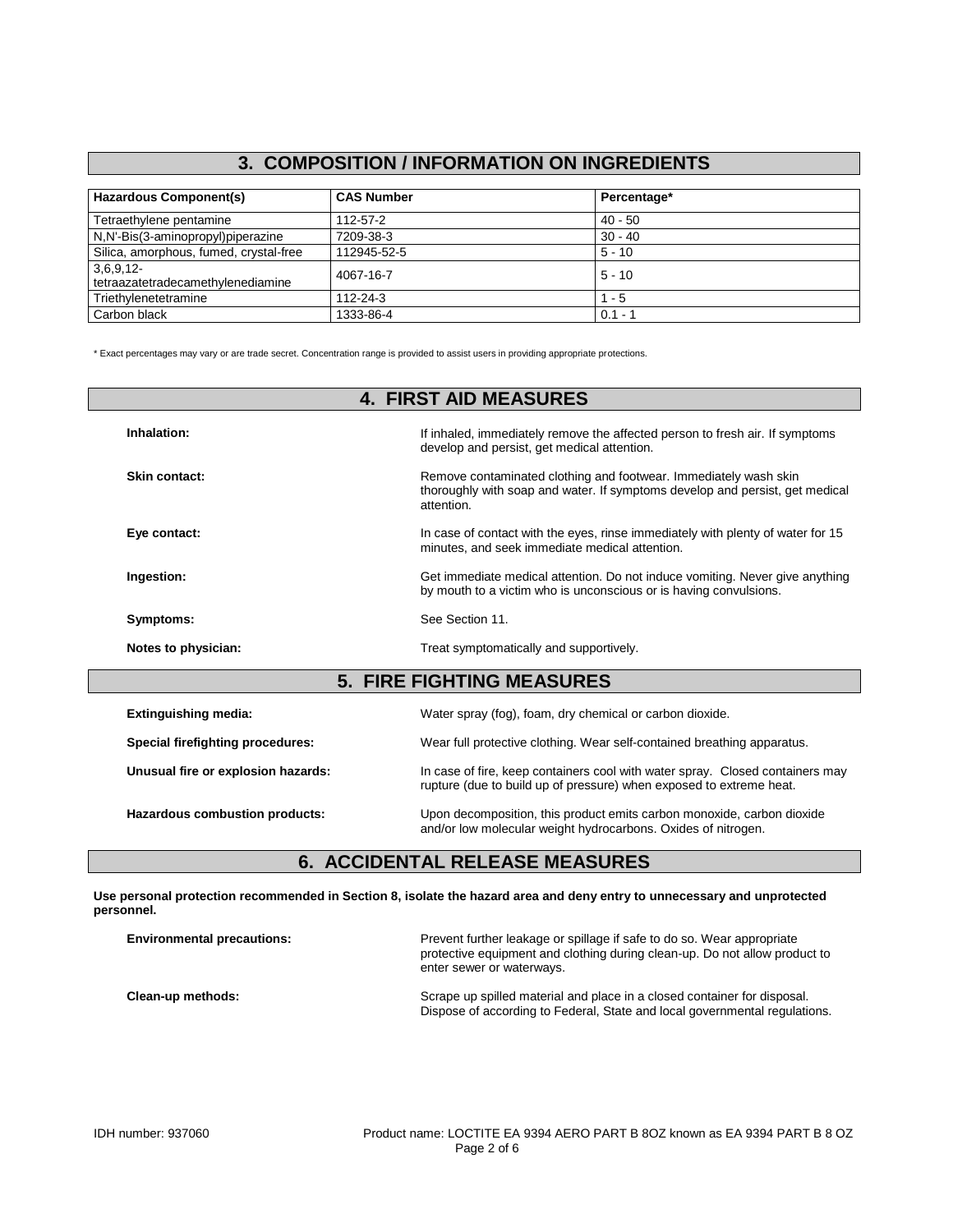## 3. COMPOSITION / INFORMATION ON INGREDIENTS

| Hazardous Component(s) | CAS Number | Percentage* |
|---|---|---|
| Tetraethylene pentamine | 112-57-2 | 40 - 50 |
| N,N'-Bis(3-aminopropyl)piperazine | 7209-38-3 | 30 - 40 |
| Silica, amorphous, fumed, crystal-free | 112945-52-5 | 5 - 10 |
| 3,6,9,12-tetraazatetradecamethylenediamine | 4067-16-7 | 5 - 10 |
| Triethylenetetramine | 112-24-3 | 1 - 5 |
| Carbon black | 1333-86-4 | 0.1 - 1 |

* Exact percentages may vary or are trade secret. Concentration range is provided to assist users in providing appropriate protections.

## 4. FIRST AID MEASURES

**Inhalation:** If inhaled, immediately remove the affected person to fresh air. If symptoms develop and persist, get medical attention.

**Skin contact:** Remove contaminated clothing and footwear. Immediately wash skin thoroughly with soap and water. If symptoms develop and persist, get medical attention.

**Eye contact:** In case of contact with the eyes, rinse immediately with plenty of water for 15 minutes, and seek immediate medical attention.

**Ingestion:** Get immediate medical attention. Do not induce vomiting. Never give anything by mouth to a victim who is unconscious or is having convulsions.

**Symptoms:** See Section 11.

**Notes to physician:** Treat symptomatically and supportively.

## 5. FIRE FIGHTING MEASURES

**Extinguishing media:** Water spray (fog), foam, dry chemical or carbon dioxide.

**Special firefighting procedures:** Wear full protective clothing. Wear self-contained breathing apparatus.

**Unusual fire or explosion hazards:** In case of fire, keep containers cool with water spray. Closed containers may rupture (due to build up of pressure) when exposed to extreme heat.

**Hazardous combustion products:** Upon decomposition, this product emits carbon monoxide, carbon dioxide and/or low molecular weight hydrocarbons. Oxides of nitrogen.

## 6. ACCIDENTAL RELEASE MEASURES

**Use personal protection recommended in Section 8, isolate the hazard area and deny entry to unnecessary and unprotected personnel.**

**Environmental precautions:** Prevent further leakage or spillage if safe to do so. Wear appropriate protective equipment and clothing during clean-up. Do not allow product to enter sewer or waterways.

**Clean-up methods:** Scrape up spilled material and place in a closed container for disposal. Dispose of according to Federal, State and local governmental regulations.

IDH number: 937060 Product name: LOCTITE EA 9394 AERO PART B 8OZ known as EA 9394 PART B 8 OZ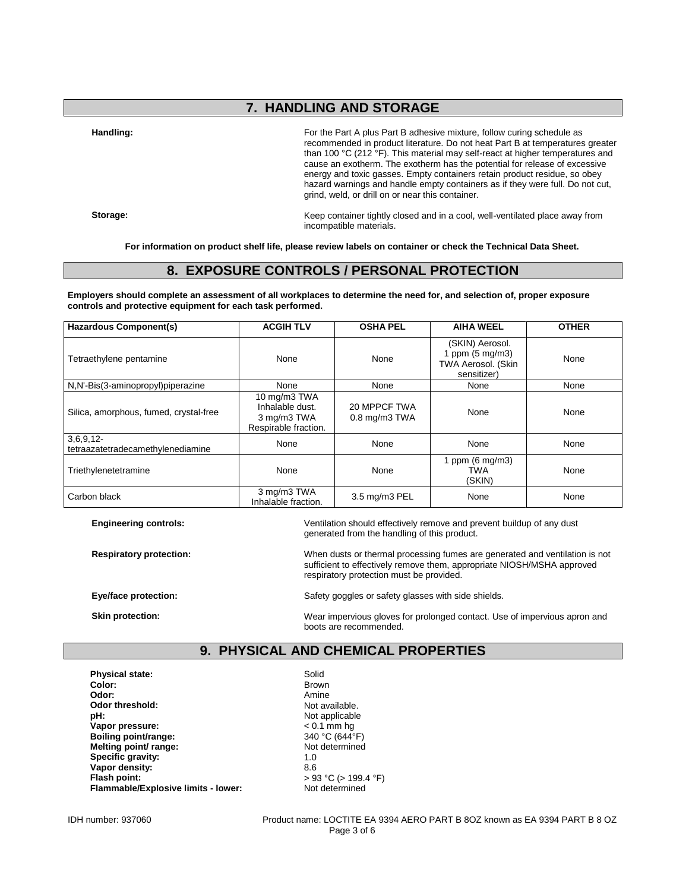## 7. HANDLING AND STORAGE

**Handling:** For the Part A plus Part B adhesive mixture, follow curing schedule as recommended in product literature. Do not heat Part B at temperatures greater than 100 °C (212 °F). This material may self-react at higher temperatures and cause an exotherm. The exotherm has the potential for release of excessive energy and toxic gasses. Empty containers retain product residue, so obey hazard warnings and handle empty containers as if they were full. Do not cut, grind, weld, or drill on or near this container.

**Storage:** Keep container tightly closed and in a cool, well-ventilated place away from incompatible materials.

**For information on product shelf life, please review labels on container or check the Technical Data Sheet.**

## 8. EXPOSURE CONTROLS / PERSONAL PROTECTION

**Employers should complete an assessment of all workplaces to determine the need for, and selection of, proper exposure controls and protective equipment for each task performed.**

| Hazardous Component(s) | ACGIH TLV | OSHA PEL | AIHA WEEL | OTHER |
|---|---|---|---|---|
| Tetraethylene pentamine | None | None | (SKIN) Aerosol. 1 ppm (5 mg/m3) TWA Aerosol. (Skin sensitizer) | None |
| N,N'-Bis(3-aminopropyl)piperazine | None | None | None | None |
| Silica, amorphous, fumed, crystal-free | 10 mg/m3 TWA Inhalable dust. 3 mg/m3 TWA Respirable fraction. | 20 MPPCF TWA 0.8 mg/m3 TWA | None | None |
| 3,6,9,12-tetraazatetradecamethylenediamine | None | None | None | None |
| Triethylenetetramine | None | None | 1 ppm (6 mg/m3) TWA (SKIN) | None |
| Carbon black | 3 mg/m3 TWA Inhalable fraction. | 3.5 mg/m3 PEL | None | None |

**Engineering controls:** Ventilation should effectively remove and prevent buildup of any dust generated from the handling of this product.

**Respiratory protection:** When dusts or thermal processing fumes are generated and ventilation is not sufficient to effectively remove them, appropriate NIOSH/MSHA approved respiratory protection must be provided.

**Eye/face protection:** Safety goggles or safety glasses with side shields.

**Skin protection:** Wear impervious gloves for prolonged contact. Use of impervious apron and boots are recommended.

## 9. PHYSICAL AND CHEMICAL PROPERTIES

**Physical state:** Solid
**Color:** Brown
**Odor:** Amine
**Odor threshold:** Not available.
**pH:** Not applicable
**Vapor pressure:** < 0.1 mm hg
**Boiling point/range:** 340 °C (644°F)
**Melting point/ range:** Not determined
**Specific gravity:** 1.0
**Vapor density:** 8.6
**Flash point:** > 93 °C (> 199.4 °F)
**Flammable/Explosive limits - lower:** Not determined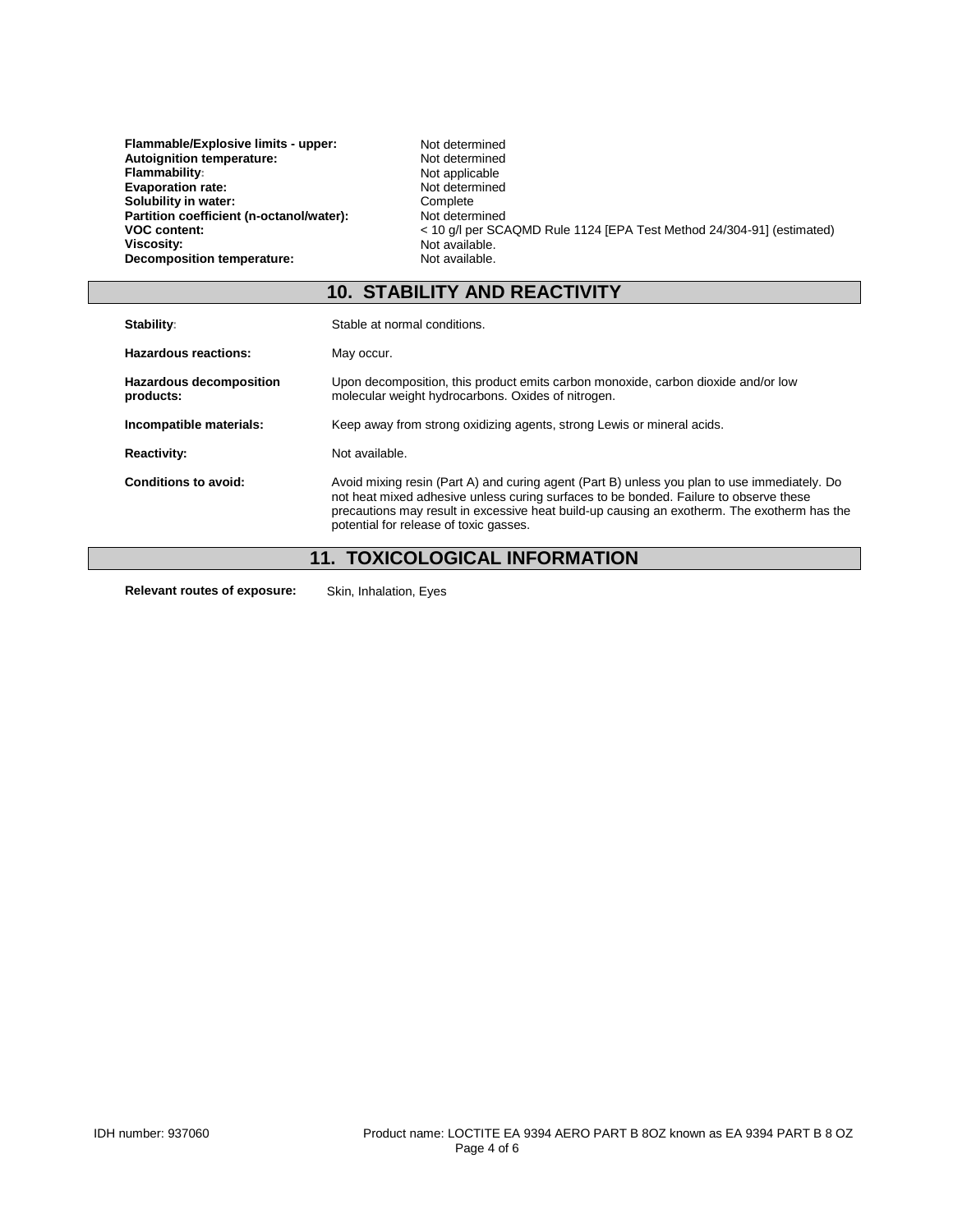| | |
|---|---|
| **Flammable/Explosive limits - upper:** | Not determined |
| **Autoignition temperature:** | Not determined |
| **Flammability:** | Not applicable |
| **Evaporation rate:** | Not determined |
| **Solubility in water:** | Complete |
| **Partition coefficient (n-octanol/water):** | Not determined |
| **VOC content:** | < 10 g/l per SCAQMD Rule 1124 [EPA Test Method 24/304-91] (estimated) |
| **Viscosity:** | Not available. |
| **Decomposition temperature:** | Not available. |

## 10. STABILITY AND REACTIVITY

| | |
|---|---|
| **Stability:** | Stable at normal conditions. |
| **Hazardous reactions:** | May occur. |
| **Hazardous decomposition products:** | Upon decomposition, this product emits carbon monoxide, carbon dioxide and/or low molecular weight hydrocarbons. Oxides of nitrogen. |
| **Incompatible materials:** | Keep away from strong oxidizing agents, strong Lewis or mineral acids. |
| **Reactivity:** | Not available. |
| **Conditions to avoid:** | Avoid mixing resin (Part A) and curing agent (Part B) unless you plan to use immediately. Do not heat mixed adhesive unless curing surfaces to be bonded. Failure to observe these precautions may result in excessive heat build-up causing an exotherm. The exotherm has the potential for release of toxic gasses. |

## 11. TOXICOLOGICAL INFORMATION

**Relevant routes of exposure:** Skin, Inhalation, Eyes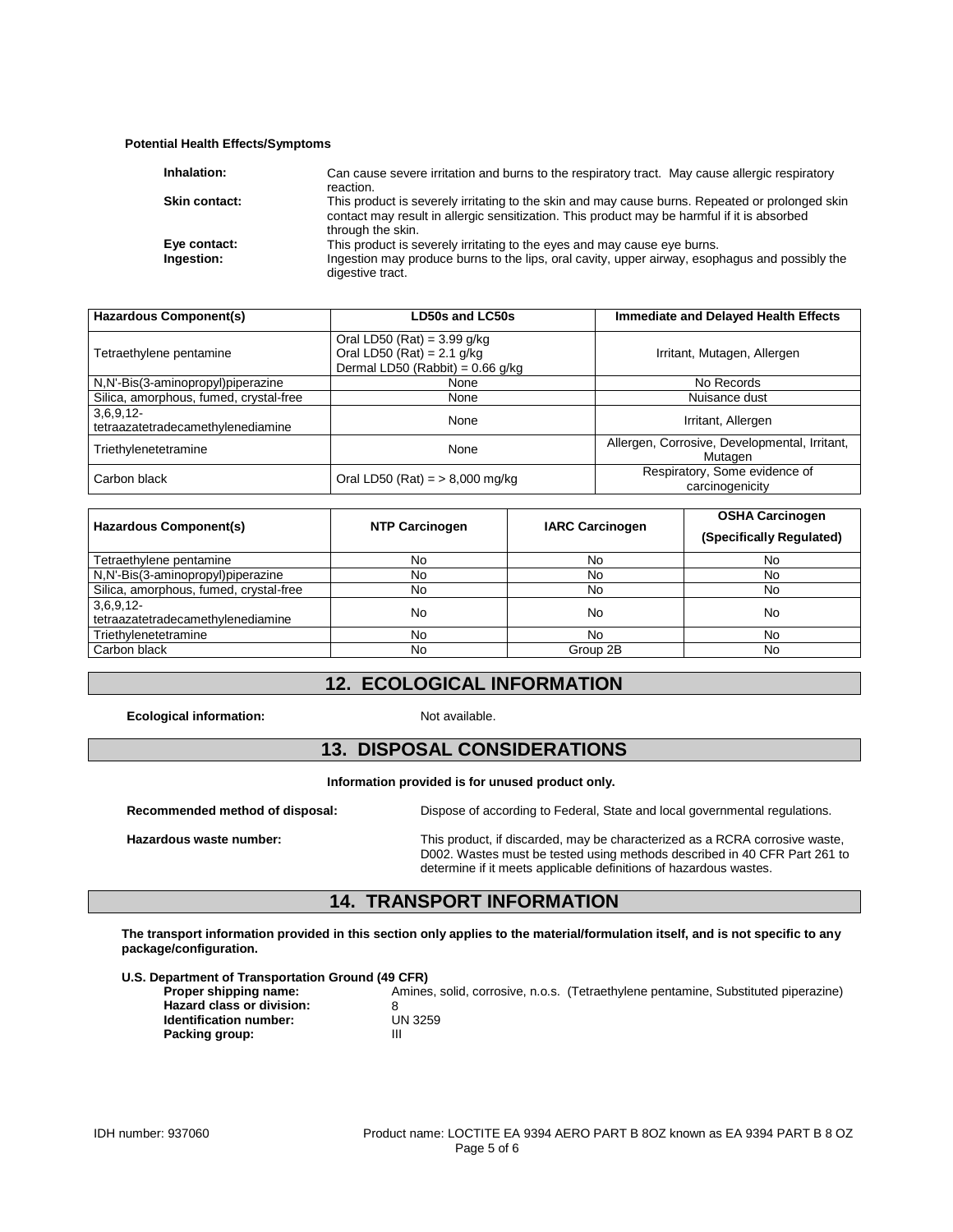**Potential Health Effects/Symptoms**

| | |
|---|---|
| **Inhalation:** | Can cause severe irritation and burns to the respiratory tract. May cause allergic respiratory reaction. |
| **Skin contact:** | This product is severely irritating to the skin and may cause burns. Repeated or prolonged skin contact may result in allergic sensitization. This product may be harmful if it is absorbed through the skin. |
| **Eye contact:** | This product is severely irritating to the eyes and may cause eye burns. |
| **Ingestion:** | Ingestion may produce burns to the lips, oral cavity, upper airway, esophagus and possibly the digestive tract. |

| Hazardous Component(s) | LD50s and LC50s | Immediate and Delayed Health Effects |
|---|---|---|
| Tetraethylene pentamine | Oral LD50 (Rat) = 3.99 g/kg<br>Oral LD50 (Rat) = 2.1 g/kg<br>Dermal LD50 (Rabbit) = 0.66 g/kg | Irritant, Mutagen, Allergen |
| N,N'-Bis(3-aminopropyl)piperazine | None | No Records |
| Silica, amorphous, fumed, crystal-free | None | Nuisance dust |
| 3,6,9,12-tetraazatetradecamethylenediamine | None | Irritant, Allergen |
| Triethylenetetramine | None | Allergen, Corrosive, Developmental, Irritant, Mutagen |
| Carbon black | Oral LD50 (Rat) = > 8,000 mg/kg | Respiratory, Some evidence of carcinogenicity |

| Hazardous Component(s) | NTP Carcinogen | IARC Carcinogen | OSHA Carcinogen (Specifically Regulated) |
|---|---|---|---|
| Tetraethylene pentamine | No | No | No |
| N,N'-Bis(3-aminopropyl)piperazine | No | No | No |
| Silica, amorphous, fumed, crystal-free | No | No | No |
| 3,6,9,12-tetraazatetradecamethylenediamine | No | No | No |
| Triethylenetetramine | No | No | No |
| Carbon black | No | Group 2B | No |

## 12. ECOLOGICAL INFORMATION

**Ecological information:** Not available.

## 13. DISPOSAL CONSIDERATIONS

**Information provided is for unused product only.**

**Recommended method of disposal:** Dispose of according to Federal, State and local governmental regulations.

**Hazardous waste number:** This product, if discarded, may be characterized as a RCRA corrosive waste, D002. Wastes must be tested using methods described in 40 CFR Part 261 to determine if it meets applicable definitions of hazardous wastes.

## 14. TRANSPORT INFORMATION

**The transport information provided in this section only applies to the material/formulation itself, and is not specific to any package/configuration.**

**U.S. Department of Transportation Ground (49 CFR)**

| | |
|---|---|
| **Proper shipping name:** | Amines, solid, corrosive, n.o.s. (Tetraethylene pentamine, Substituted piperazine) |
| **Hazard class or division:** | 8 |
| **Identification number:** | UN 3259 |
| **Packing group:** | III |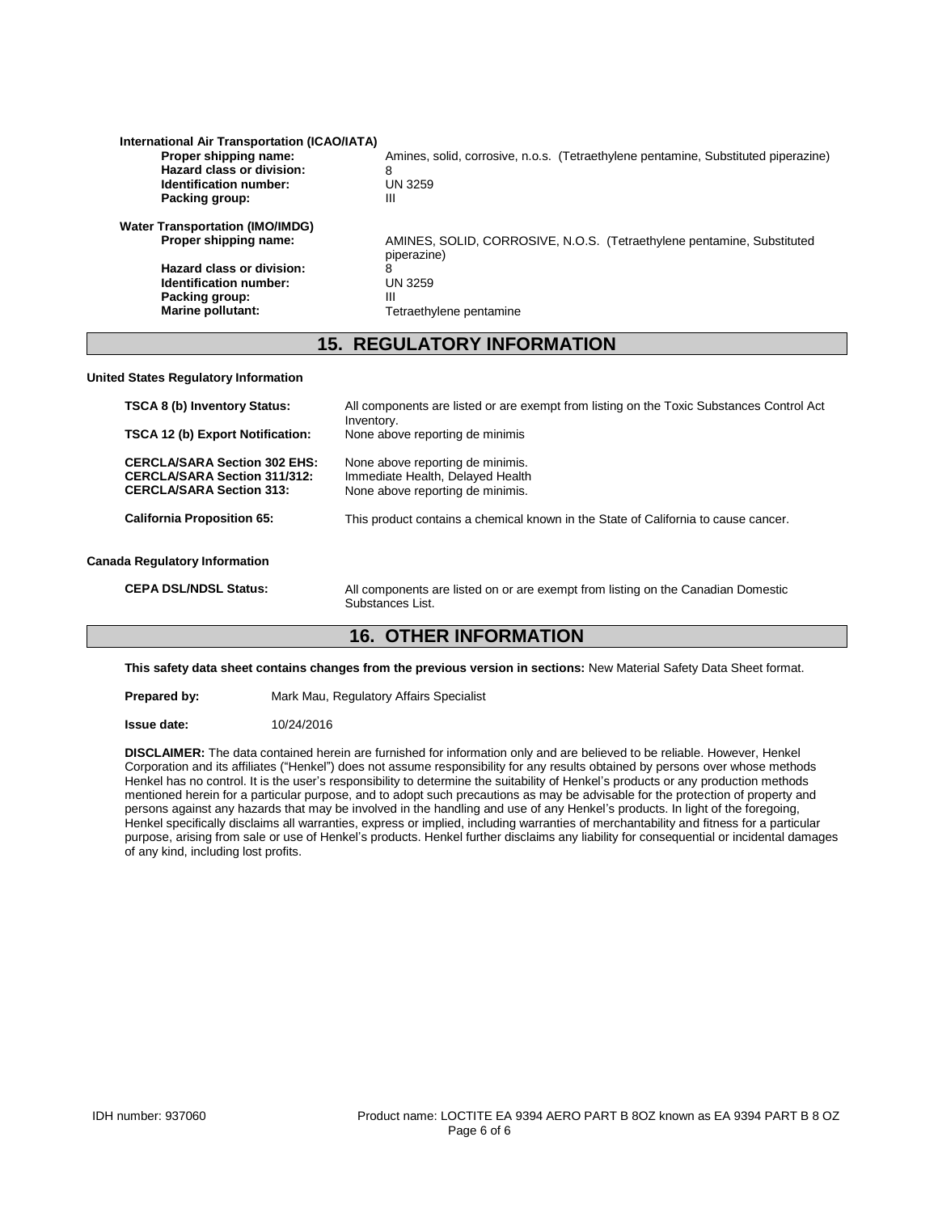**International Air Transportation (ICAO/IATA)**

| | |
|---|---|
| **Proper shipping name:** | Amines, solid, corrosive, n.o.s. (Tetraethylene pentamine, Substituted piperazine) |
| **Hazard class or division:** | 8 |
| **Identification number:** | UN 3259 |
| **Packing group:** | III |

**Water Transportation (IMO/IMDG)**

| | |
|---|---|
| **Proper shipping name:** | AMINES, SOLID, CORROSIVE, N.O.S. (Tetraethylene pentamine, Substituted piperazine) |
| **Hazard class or division:** | 8 |
| **Identification number:** | UN 3259 |
| **Packing group:** | III |
| **Marine pollutant:** | Tetraethylene pentamine |

## 15. REGULATORY INFORMATION

**United States Regulatory Information**

| | |
|---|---|
| **TSCA 8 (b) Inventory Status:** | All components are listed or are exempt from listing on the Toxic Substances Control Act Inventory. |
| **TSCA 12 (b) Export Notification:** | None above reporting de minimis |
| **CERCLA/SARA Section 302 EHS:** | None above reporting de minimis. |
| **CERCLA/SARA Section 311/312:** | Immediate Health, Delayed Health |
| **CERCLA/SARA Section 313:** | None above reporting de minimis. |
| **California Proposition 65:** | This product contains a chemical known in the State of California to cause cancer. |

**Canada Regulatory Information**

| | |
|---|---|
| **CEPA DSL/NDSL Status:** | All components are listed on or are exempt from listing on the Canadian Domestic Substances List. |

## 16. OTHER INFORMATION

**This safety data sheet contains changes from the previous version in sections:** New Material Safety Data Sheet format.

**Prepared by:** Mark Mau, Regulatory Affairs Specialist

**Issue date:** 10/24/2016

**DISCLAIMER:** The data contained herein are furnished for information only and are believed to be reliable. However, Henkel Corporation and its affiliates ("Henkel") does not assume responsibility for any results obtained by persons over whose methods Henkel has no control. It is the user's responsibility to determine the suitability of Henkel's products or any production methods mentioned herein for a particular purpose, and to adopt such precautions as may be advisable for the protection of property and persons against any hazards that may be involved in the handling and use of any Henkel's products. In light of the foregoing, Henkel specifically disclaims all warranties, express or implied, including warranties of merchantability and fitness for a particular purpose, arising from sale or use of Henkel's products. Henkel further disclaims any liability for consequential or incidental damages of any kind, including lost profits.